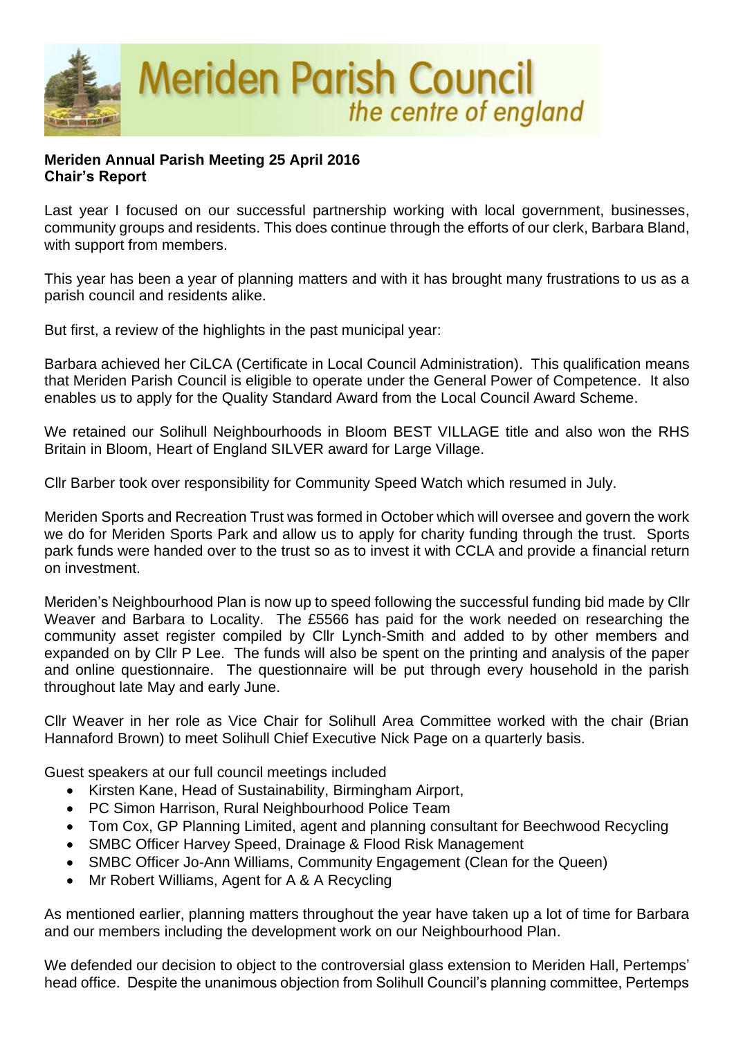# Meriden Parish Council
*the centre of england*

**Meriden Annual Parish Meeting 25 April 2016**
**Chair's Report**

Last year I focused on our successful partnership working with local government, businesses, community groups and residents. This does continue through the efforts of our clerk, Barbara Bland, with support from members.

This year has been a year of planning matters and with it has brought many frustrations to us as a parish council and residents alike.

But first, a review of the highlights in the past municipal year:

Barbara achieved her CiLCA (Certificate in Local Council Administration). This qualification means that Meriden Parish Council is eligible to operate under the General Power of Competence. It also enables us to apply for the Quality Standard Award from the Local Council Award Scheme.

We retained our Solihull Neighbourhoods in Bloom BEST VILLAGE title and also won the RHS Britain in Bloom, Heart of England SILVER award for Large Village.

Cllr Barber took over responsibility for Community Speed Watch which resumed in July.

Meriden Sports and Recreation Trust was formed in October which will oversee and govern the work we do for Meriden Sports Park and allow us to apply for charity funding through the trust. Sports park funds were handed over to the trust so as to invest it with CCLA and provide a financial return on investment.

Meriden's Neighbourhood Plan is now up to speed following the successful funding bid made by Cllr Weaver and Barbara to Locality. The £5566 has paid for the work needed on researching the community asset register compiled by Cllr Lynch-Smith and added to by other members and expanded on by Cllr P Lee. The funds will also be spent on the printing and analysis of the paper and online questionnaire. The questionnaire will be put through every household in the parish throughout late May and early June.

Cllr Weaver in her role as Vice Chair for Solihull Area Committee worked with the chair (Brian Hannaford Brown) to meet Solihull Chief Executive Nick Page on a quarterly basis.

Guest speakers at our full council meetings included

- Kirsten Kane, Head of Sustainability, Birmingham Airport,
- PC Simon Harrison, Rural Neighbourhood Police Team
- Tom Cox, GP Planning Limited, agent and planning consultant for Beechwood Recycling
- SMBC Officer Harvey Speed, Drainage & Flood Risk Management
- SMBC Officer Jo-Ann Williams, Community Engagement (Clean for the Queen)
- Mr Robert Williams, Agent for A & A Recycling

As mentioned earlier, planning matters throughout the year have taken up a lot of time for Barbara and our members including the development work on our Neighbourhood Plan.

We defended our decision to object to the controversial glass extension to Meriden Hall, Pertemps' head office. Despite the unanimous objection from Solihull Council's planning committee, Pertemps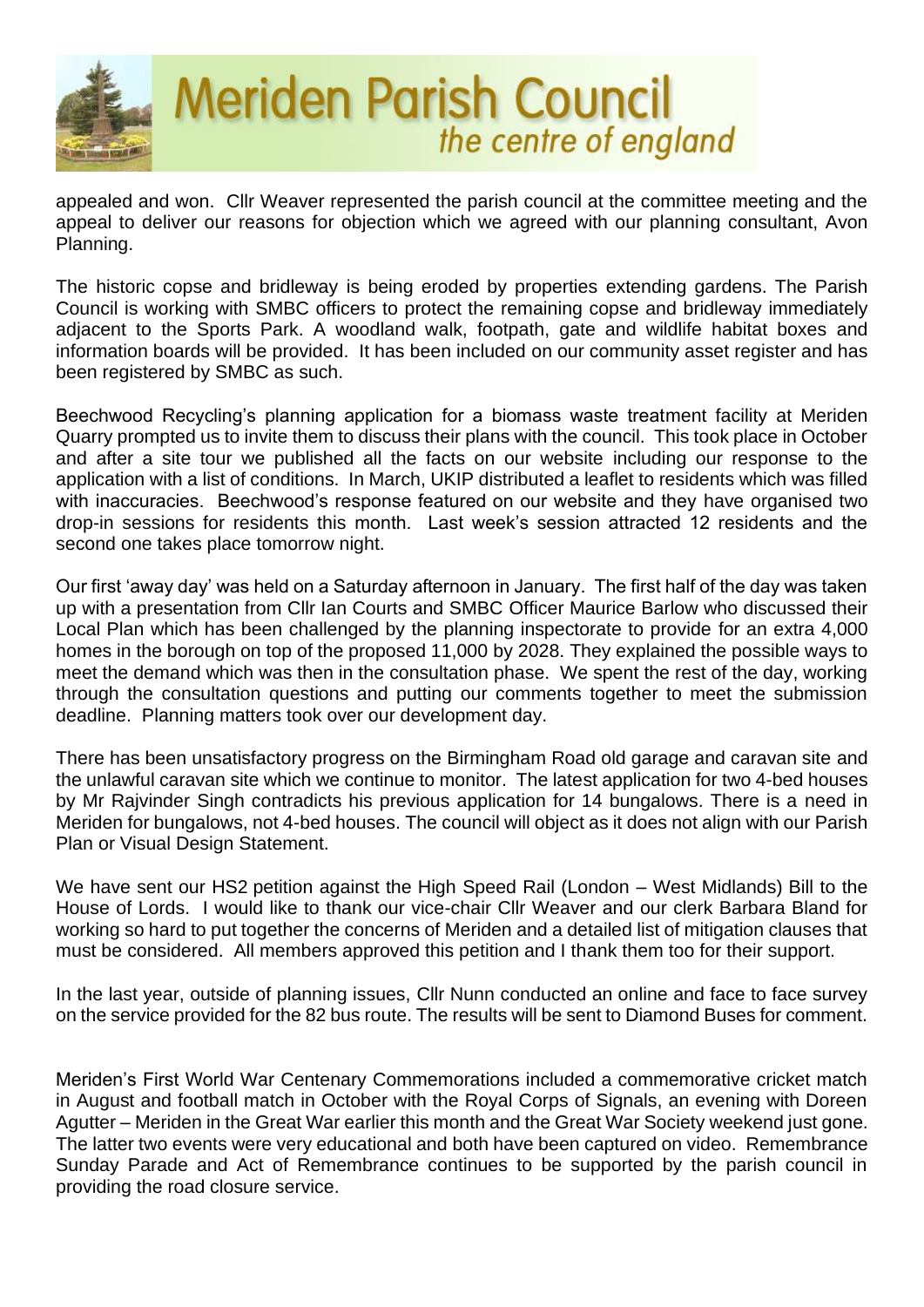appealed and won. Cllr Weaver represented the parish council at the committee meeting and the appeal to deliver our reasons for objection which we agreed with our planning consultant, Avon Planning.

The historic copse and bridleway is being eroded by properties extending gardens. The Parish Council is working with SMBC officers to protect the remaining copse and bridleway immediately adjacent to the Sports Park. A woodland walk, footpath, gate and wildlife habitat boxes and information boards will be provided. It has been included on our community asset register and has been registered by SMBC as such.

Beechwood Recycling's planning application for a biomass waste treatment facility at Meriden Quarry prompted us to invite them to discuss their plans with the council. This took place in October and after a site tour we published all the facts on our website including our response to the application with a list of conditions. In March, UKIP distributed a leaflet to residents which was filled with inaccuracies. Beechwood's response featured on our website and they have organised two drop-in sessions for residents this month. Last week's session attracted 12 residents and the second one takes place tomorrow night.

Our first 'away day' was held on a Saturday afternoon in January. The first half of the day was taken up with a presentation from Cllr Ian Courts and SMBC Officer Maurice Barlow who discussed their Local Plan which has been challenged by the planning inspectorate to provide for an extra 4,000 homes in the borough on top of the proposed 11,000 by 2028. They explained the possible ways to meet the demand which was then in the consultation phase. We spent the rest of the day, working through the consultation questions and putting our comments together to meet the submission deadline. Planning matters took over our development day.

There has been unsatisfactory progress on the Birmingham Road old garage and caravan site and the unlawful caravan site which we continue to monitor. The latest application for two 4-bed houses by Mr Rajvinder Singh contradicts his previous application for 14 bungalows. There is a need in Meriden for bungalows, not 4-bed houses. The council will object as it does not align with our Parish Plan or Visual Design Statement.

We have sent our HS2 petition against the High Speed Rail (London – West Midlands) Bill to the House of Lords. I would like to thank our vice-chair Cllr Weaver and our clerk Barbara Bland for working so hard to put together the concerns of Meriden and a detailed list of mitigation clauses that must be considered. All members approved this petition and I thank them too for their support.

In the last year, outside of planning issues, Cllr Nunn conducted an online and face to face survey on the service provided for the 82 bus route. The results will be sent to Diamond Buses for comment.

Meriden's First World War Centenary Commemorations included a commemorative cricket match in August and football match in October with the Royal Corps of Signals, an evening with Doreen Agutter – Meriden in the Great War earlier this month and the Great War Society weekend just gone. The latter two events were very educational and both have been captured on video. Remembrance Sunday Parade and Act of Remembrance continues to be supported by the parish council in providing the road closure service.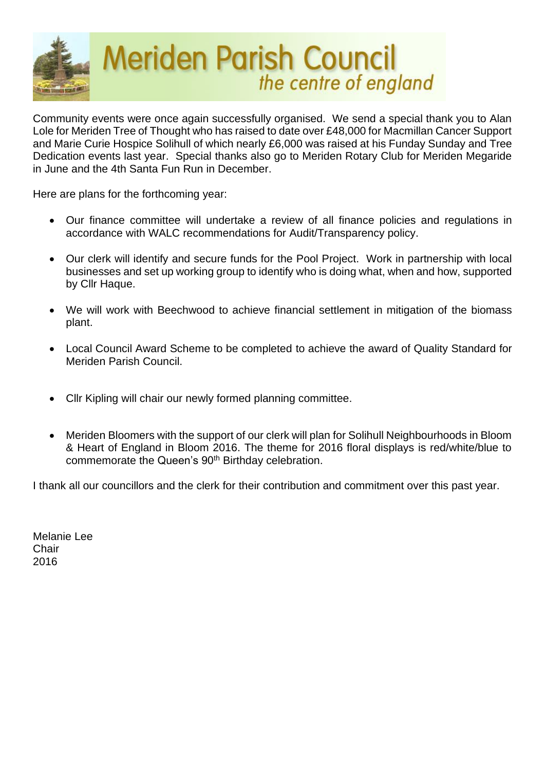# Meriden Parish Council

*the centre of england*

Community events were once again successfully organised. We send a special thank you to Alan Lole for Meriden Tree of Thought who has raised to date over £48,000 for Macmillan Cancer Support and Marie Curie Hospice Solihull of which nearly £6,000 was raised at his Funday Sunday and Tree Dedication events last year. Special thanks also go to Meriden Rotary Club for Meriden Megaride in June and the 4th Santa Fun Run in December.

Here are plans for the forthcoming year:

- Our finance committee will undertake a review of all finance policies and regulations in accordance with WALC recommendations for Audit/Transparency policy.
- Our clerk will identify and secure funds for the Pool Project. Work in partnership with local businesses and set up working group to identify who is doing what, when and how, supported by Cllr Haque.
- We will work with Beechwood to achieve financial settlement in mitigation of the biomass plant.
- Local Council Award Scheme to be completed to achieve the award of Quality Standard for Meriden Parish Council.
- Cllr Kipling will chair our newly formed planning committee.
- Meriden Bloomers with the support of our clerk will plan for Solihull Neighbourhoods in Bloom & Heart of England in Bloom 2016. The theme for 2016 floral displays is red/white/blue to commemorate the Queen's 90th Birthday celebration.

I thank all our councillors and the clerk for their contribution and commitment over this past year.

Melanie Lee
Chair
2016